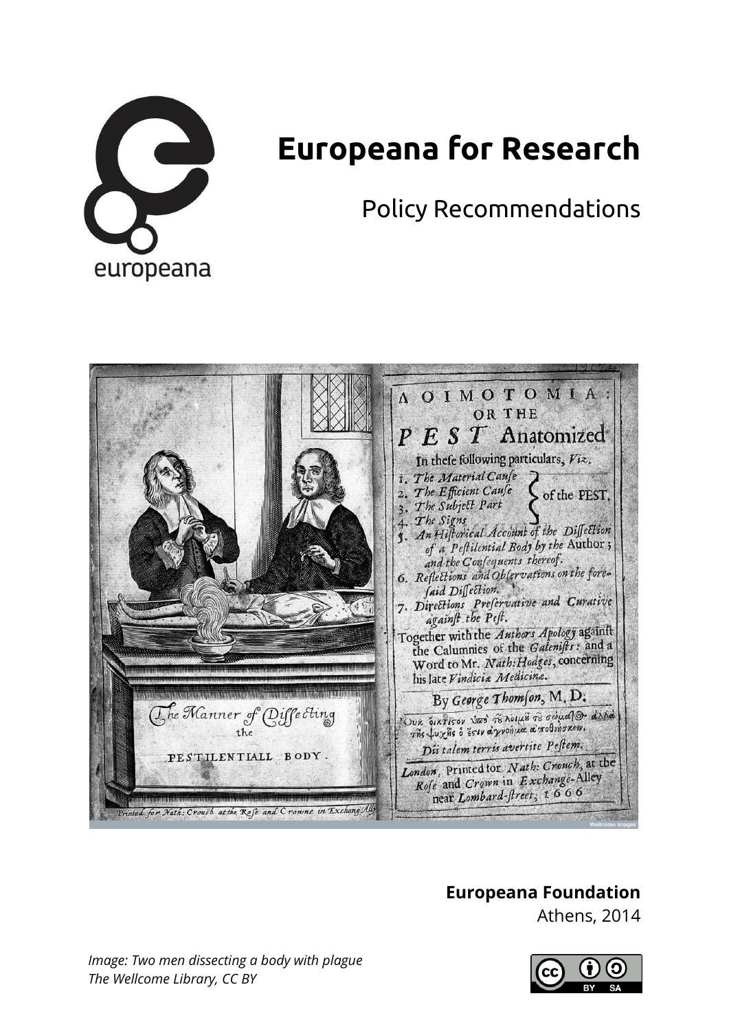europeana

# Europeana for Research

## Policy Recommendations

**Europeana Foundation**

Athens, 2014

*Image: Two men dissecting a body with plague*
*The Wellcome Library, CC BY*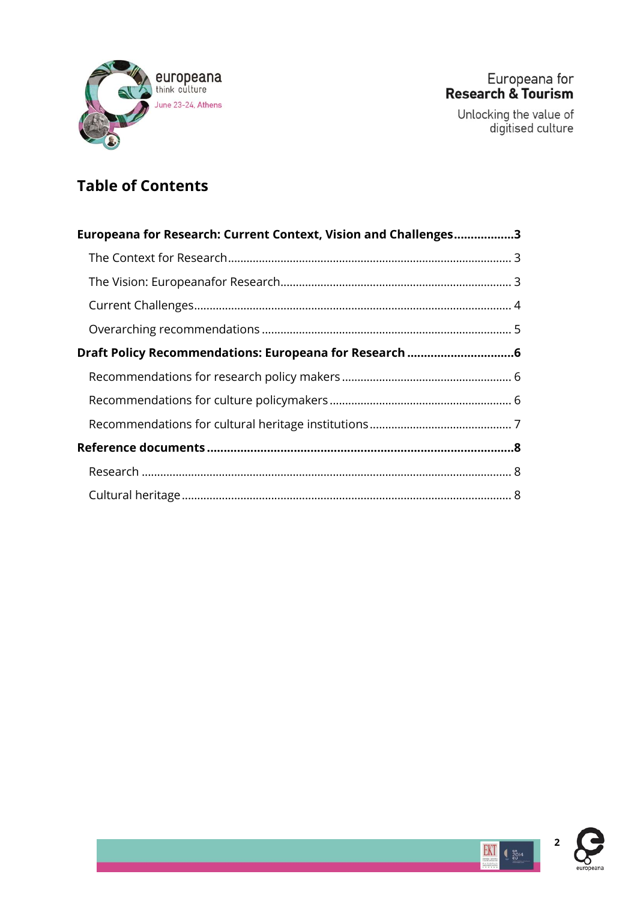## Table of Contents

**Europeana for Research: Current Context, Vision and Challenges..................3**

- The Context for Research.......................................................................................... 3
- The Vision: Europeanafor Research.......................................................................... 3
- Current Challenges..................................................................................................... 4
- Overarching recommendations ................................................................................ 5

**Draft Policy Recommendations: Europeana for Research ...............................6**

- Recommendations for research policy makers ....................................................... 6
- Recommendations for culture policymakers .......................................................... 6
- Recommendations for cultural heritage institutions ............................................. 7

**Reference documents ..........................................................................................8**

- Research ..................................................................................................................... 8
- Cultural heritage ........................................................................................................ 8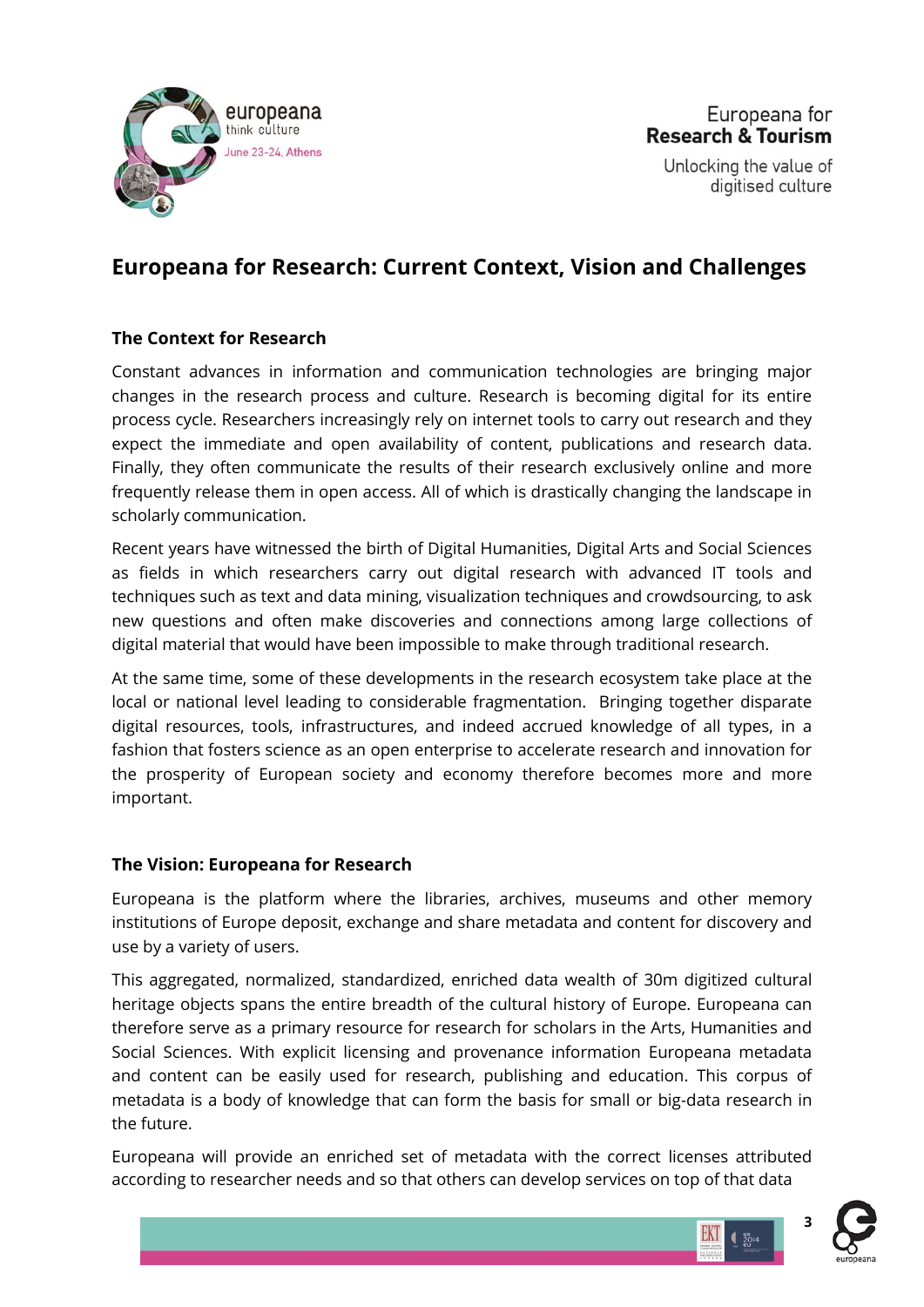# Europeana for Research: Current Context, Vision and Challenges

## The Context for Research

Constant advances in information and communication technologies are bringing major changes in the research process and culture. Research is becoming digital for its entire process cycle. Researchers increasingly rely on internet tools to carry out research and they expect the immediate and open availability of content, publications and research data. Finally, they often communicate the results of their research exclusively online and more frequently release them in open access. All of which is drastically changing the landscape in scholarly communication.

Recent years have witnessed the birth of Digital Humanities, Digital Arts and Social Sciences as fields in which researchers carry out digital research with advanced IT tools and techniques such as text and data mining, visualization techniques and crowdsourcing, to ask new questions and often make discoveries and connections among large collections of digital material that would have been impossible to make through traditional research.

At the same time, some of these developments in the research ecosystem take place at the local or national level leading to considerable fragmentation. Bringing together disparate digital resources, tools, infrastructures, and indeed accrued knowledge of all types, in a fashion that fosters science as an open enterprise to accelerate research and innovation for the prosperity of European society and economy therefore becomes more and more important.

## The Vision: Europeana for Research

Europeana is the platform where the libraries, archives, museums and other memory institutions of Europe deposit, exchange and share metadata and content for discovery and use by a variety of users.

This aggregated, normalized, standardized, enriched data wealth of 30m digitized cultural heritage objects spans the entire breadth of the cultural history of Europe. Europeana can therefore serve as a primary resource for research for scholars in the Arts, Humanities and Social Sciences. With explicit licensing and provenance information Europeana metadata and content can be easily used for research, publishing and education. This corpus of metadata is a body of knowledge that can form the basis for small or big-data research in the future.

Europeana will provide an enriched set of metadata with the correct licenses attributed according to researcher needs and so that others can develop services on top of that data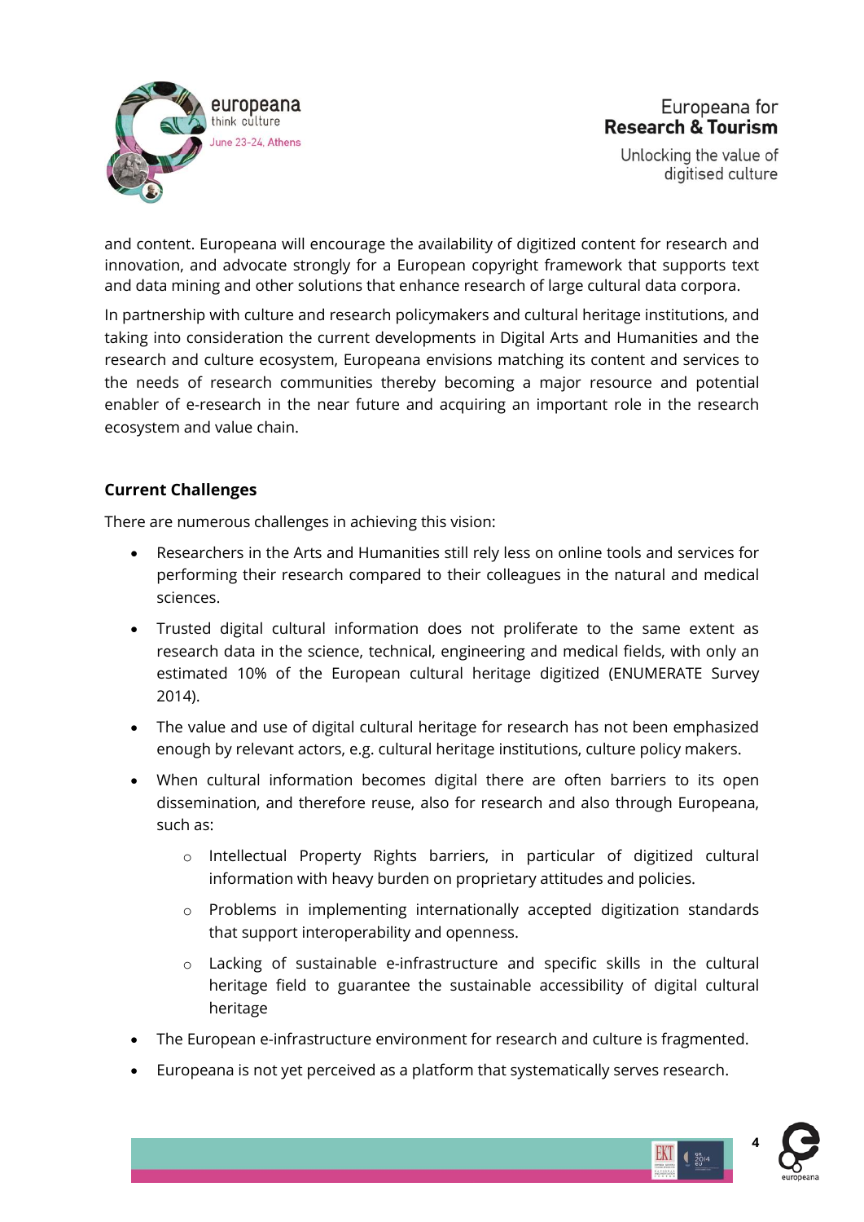and content. Europeana will encourage the availability of digitized content for research and innovation, and advocate strongly for a European copyright framework that supports text and data mining and other solutions that enhance research of large cultural data corpora.

In partnership with culture and research policymakers and cultural heritage institutions, and taking into consideration the current developments in Digital Arts and Humanities and the research and culture ecosystem, Europeana envisions matching its content and services to the needs of research communities thereby becoming a major resource and potential enabler of e-research in the near future and acquiring an important role in the research ecosystem and value chain.

## Current Challenges

There are numerous challenges in achieving this vision:

- Researchers in the Arts and Humanities still rely less on online tools and services for performing their research compared to their colleagues in the natural and medical sciences.
- Trusted digital cultural information does not proliferate to the same extent as research data in the science, technical, engineering and medical fields, with only an estimated 10% of the European cultural heritage digitized (ENUMERATE Survey 2014).
- The value and use of digital cultural heritage for research has not been emphasized enough by relevant actors, e.g. cultural heritage institutions, culture policy makers.
- When cultural information becomes digital there are often barriers to its open dissemination, and therefore reuse, also for research and also through Europeana, such as:
  - Intellectual Property Rights barriers, in particular of digitized cultural information with heavy burden on proprietary attitudes and policies.
  - Problems in implementing internationally accepted digitization standards that support interoperability and openness.
  - Lacking of sustainable e-infrastructure and specific skills in the cultural heritage field to guarantee the sustainable accessibility of digital cultural heritage
- The European e-infrastructure environment for research and culture is fragmented.
- Europeana is not yet perceived as a platform that systematically serves research.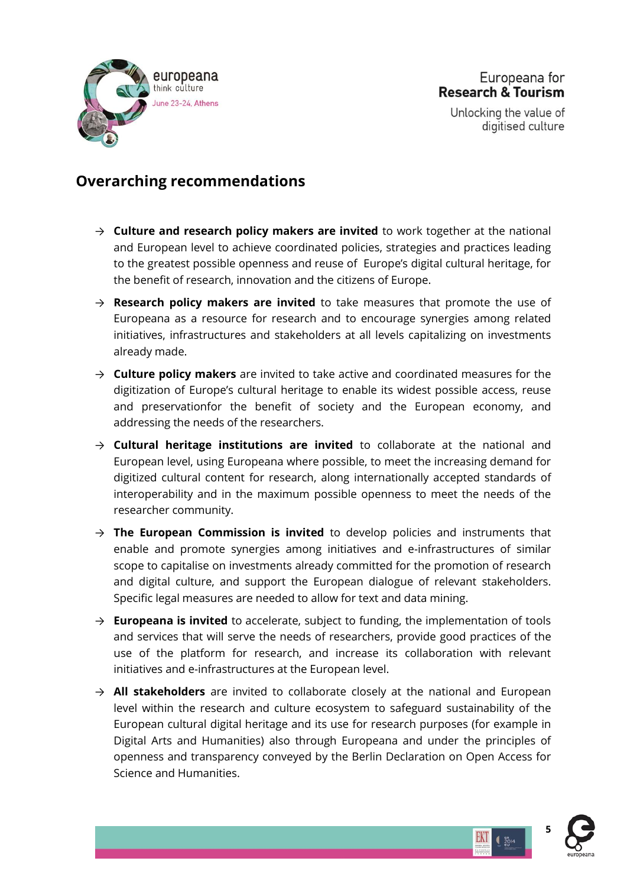## Overarching recommendations

- **Culture and research policy makers are invited** to work together at the national and European level to achieve coordinated policies, strategies and practices leading to the greatest possible openness and reuse of Europe's digital cultural heritage, for the benefit of research, innovation and the citizens of Europe.
- **Research policy makers are invited** to take measures that promote the use of Europeana as a resource for research and to encourage synergies among related initiatives, infrastructures and stakeholders at all levels capitalizing on investments already made.
- **Culture policy makers** are invited to take active and coordinated measures for the digitization of Europe's cultural heritage to enable its widest possible access, reuse and preservationfor the benefit of society and the European economy, and addressing the needs of the researchers.
- **Cultural heritage institutions are invited** to collaborate at the national and European level, using Europeana where possible, to meet the increasing demand for digitized cultural content for research, along internationally accepted standards of interoperability and in the maximum possible openness to meet the needs of the researcher community.
- **The European Commission is invited** to develop policies and instruments that enable and promote synergies among initiatives and e-infrastructures of similar scope to capitalise on investments already committed for the promotion of research and digital culture, and support the European dialogue of relevant stakeholders. Specific legal measures are needed to allow for text and data mining.
- **Europeana is invited** to accelerate, subject to funding, the implementation of tools and services that will serve the needs of researchers, provide good practices of the use of the platform for research, and increase its collaboration with relevant initiatives and e-infrastructures at the European level.
- **All stakeholders** are invited to collaborate closely at the national and European level within the research and culture ecosystem to safeguard sustainability of the European cultural digital heritage and its use for research purposes (for example in Digital Arts and Humanities) also through Europeana and under the principles of openness and transparency conveyed by the Berlin Declaration on Open Access for Science and Humanities.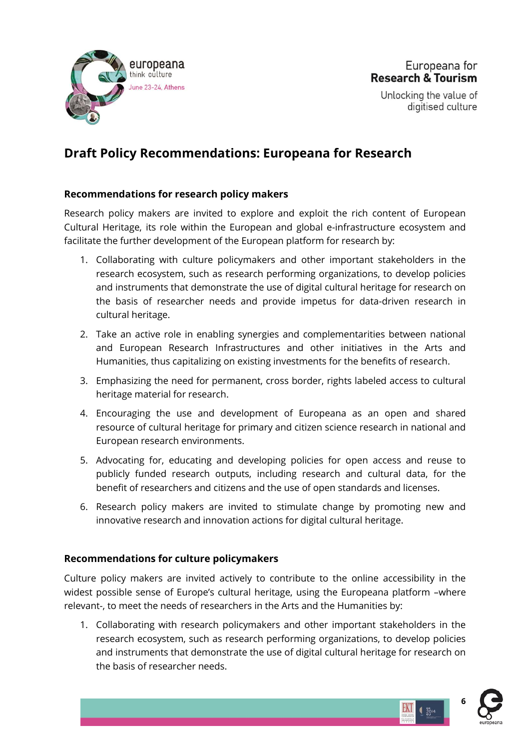# Draft Policy Recommendations: Europeana for Research

### Recommendations for research policy makers

Research policy makers are invited to explore and exploit the rich content of European Cultural Heritage, its role within the European and global e-infrastructure ecosystem and facilitate the further development of the European platform for research by:

1. Collaborating with culture policymakers and other important stakeholders in the research ecosystem, such as research performing organizations, to develop policies and instruments that demonstrate the use of digital cultural heritage for research on the basis of researcher needs and provide impetus for data-driven research in cultural heritage.
2. Take an active role in enabling synergies and complementarities between national and European Research Infrastructures and other initiatives in the Arts and Humanities, thus capitalizing on existing investments for the benefits of research.
3. Emphasizing the need for permanent, cross border, rights labeled access to cultural heritage material for research.
4. Encouraging the use and development of Europeana as an open and shared resource of cultural heritage for primary and citizen science research in national and European research environments.
5. Advocating for, educating and developing policies for open access and reuse to publicly funded research outputs, including research and cultural data, for the benefit of researchers and citizens and the use of open standards and licenses.
6. Research policy makers are invited to stimulate change by promoting new and innovative research and innovation actions for digital cultural heritage.

### Recommendations for culture policymakers

Culture policy makers are invited actively to contribute to the online accessibility in the widest possible sense of Europe's cultural heritage, using the Europeana platform –where relevant-, to meet the needs of researchers in the Arts and the Humanities by:

1. Collaborating with research policymakers and other important stakeholders in the research ecosystem, such as research performing organizations, to develop policies and instruments that demonstrate the use of digital cultural heritage for research on the basis of researcher needs.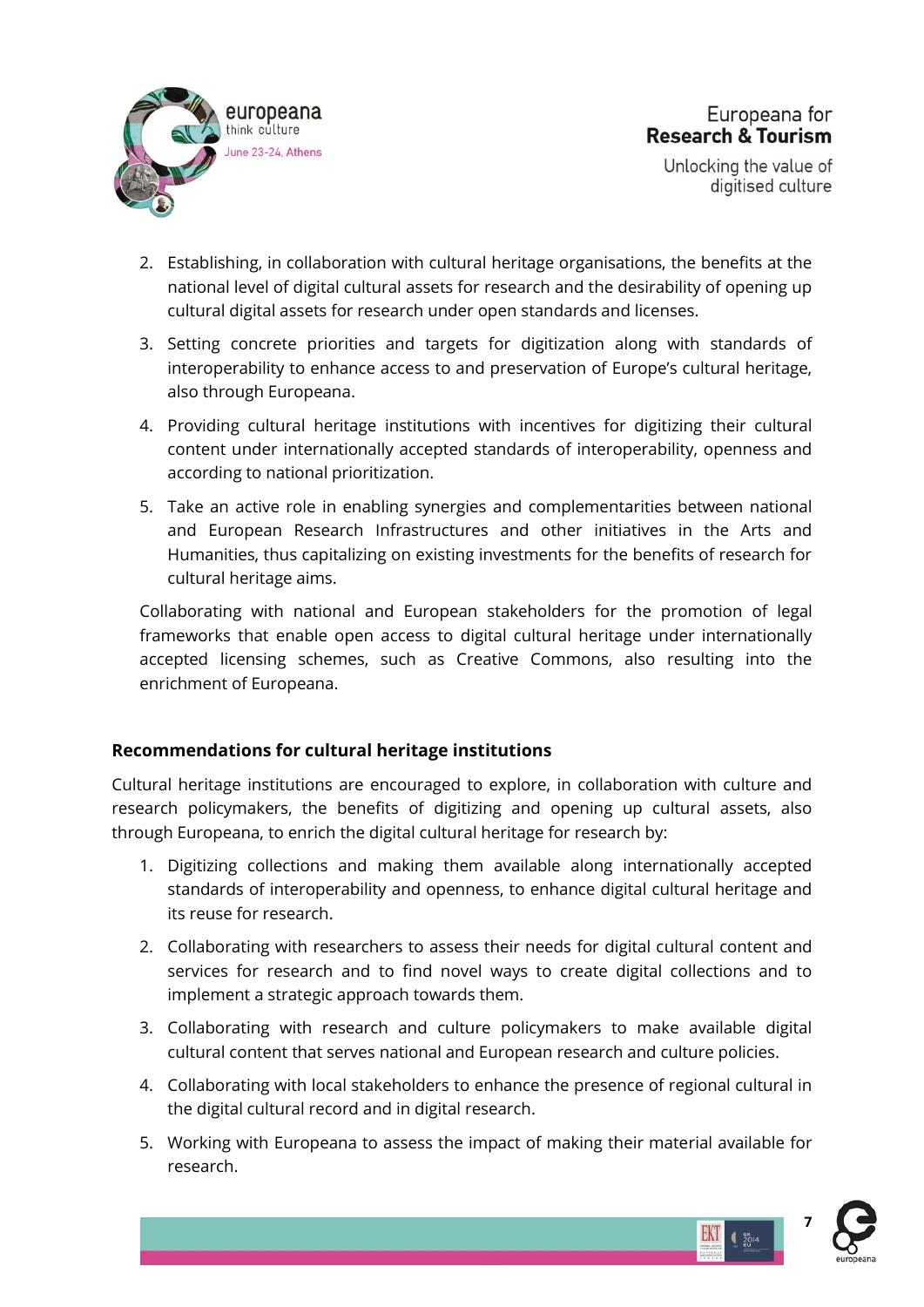2. Establishing, in collaboration with cultural heritage organisations, the benefits at the national level of digital cultural assets for research and the desirability of opening up cultural digital assets for research under open standards and licenses.
3. Setting concrete priorities and targets for digitization along with standards of interoperability to enhance access to and preservation of Europe's cultural heritage, also through Europeana.
4. Providing cultural heritage institutions with incentives for digitizing their cultural content under internationally accepted standards of interoperability, openness and according to national prioritization.
5. Take an active role in enabling synergies and complementarities between national and European Research Infrastructures and other initiatives in the Arts and Humanities, thus capitalizing on existing investments for the benefits of research for cultural heritage aims.

Collaborating with national and European stakeholders for the promotion of legal frameworks that enable open access to digital cultural heritage under internationally accepted licensing schemes, such as Creative Commons, also resulting into the enrichment of Europeana.

**Recommendations for cultural heritage institutions**

Cultural heritage institutions are encouraged to explore, in collaboration with culture and research policymakers, the benefits of digitizing and opening up cultural assets, also through Europeana, to enrich the digital cultural heritage for research by:

1. Digitizing collections and making them available along internationally accepted standards of interoperability and openness, to enhance digital cultural heritage and its reuse for research.
2. Collaborating with researchers to assess their needs for digital cultural content and services for research and to find novel ways to create digital collections and to implement a strategic approach towards them.
3. Collaborating with research and culture policymakers to make available digital cultural content that serves national and European research and culture policies.
4. Collaborating with local stakeholders to enhance the presence of regional cultural in the digital cultural record and in digital research.
5. Working with Europeana to assess the impact of making their material available for research.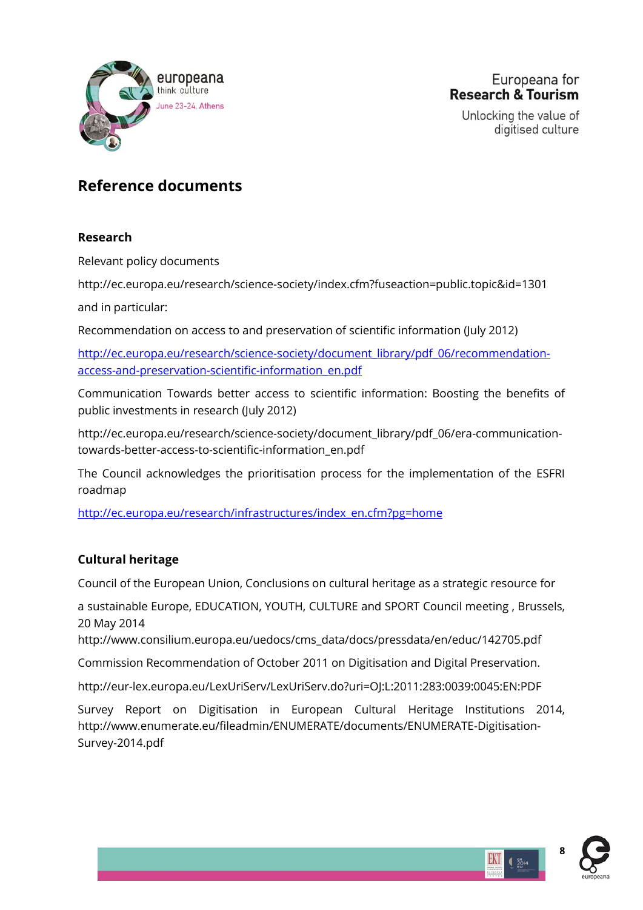## Reference documents

### Research

Relevant policy documents

http://ec.europa.eu/research/science-society/index.cfm?fuseaction=public.topic&id=1301

and in particular:

Recommendation on access to and preservation of scientific information (July 2012)

http://ec.europa.eu/research/science-society/document_library/pdf_06/recommendation-access-and-preservation-scientific-information_en.pdf

Communication Towards better access to scientific information: Boosting the benefits of public investments in research (July 2012)

http://ec.europa.eu/research/science-society/document_library/pdf_06/era-communication-towards-better-access-to-scientific-information_en.pdf

The Council acknowledges the prioritisation process for the implementation of the ESFRI roadmap

http://ec.europa.eu/research/infrastructures/index_en.cfm?pg=home

### Cultural heritage

Council of the European Union, Conclusions on cultural heritage as a strategic resource for

a sustainable Europe, EDUCATION, YOUTH, CULTURE and SPORT Council meeting , Brussels, 20 May 2014
http://www.consilium.europa.eu/uedocs/cms_data/docs/pressdata/en/educ/142705.pdf

Commission Recommendation of October 2011 on Digitisation and Digital Preservation.

http://eur-lex.europa.eu/LexUriServ/LexUriServ.do?uri=OJ:L:2011:283:0039:0045:EN:PDF

Survey Report on Digitisation in European Cultural Heritage Institutions 2014, http://www.enumerate.eu/fileadmin/ENUMERATE/documents/ENUMERATE-Digitisation-Survey-2014.pdf